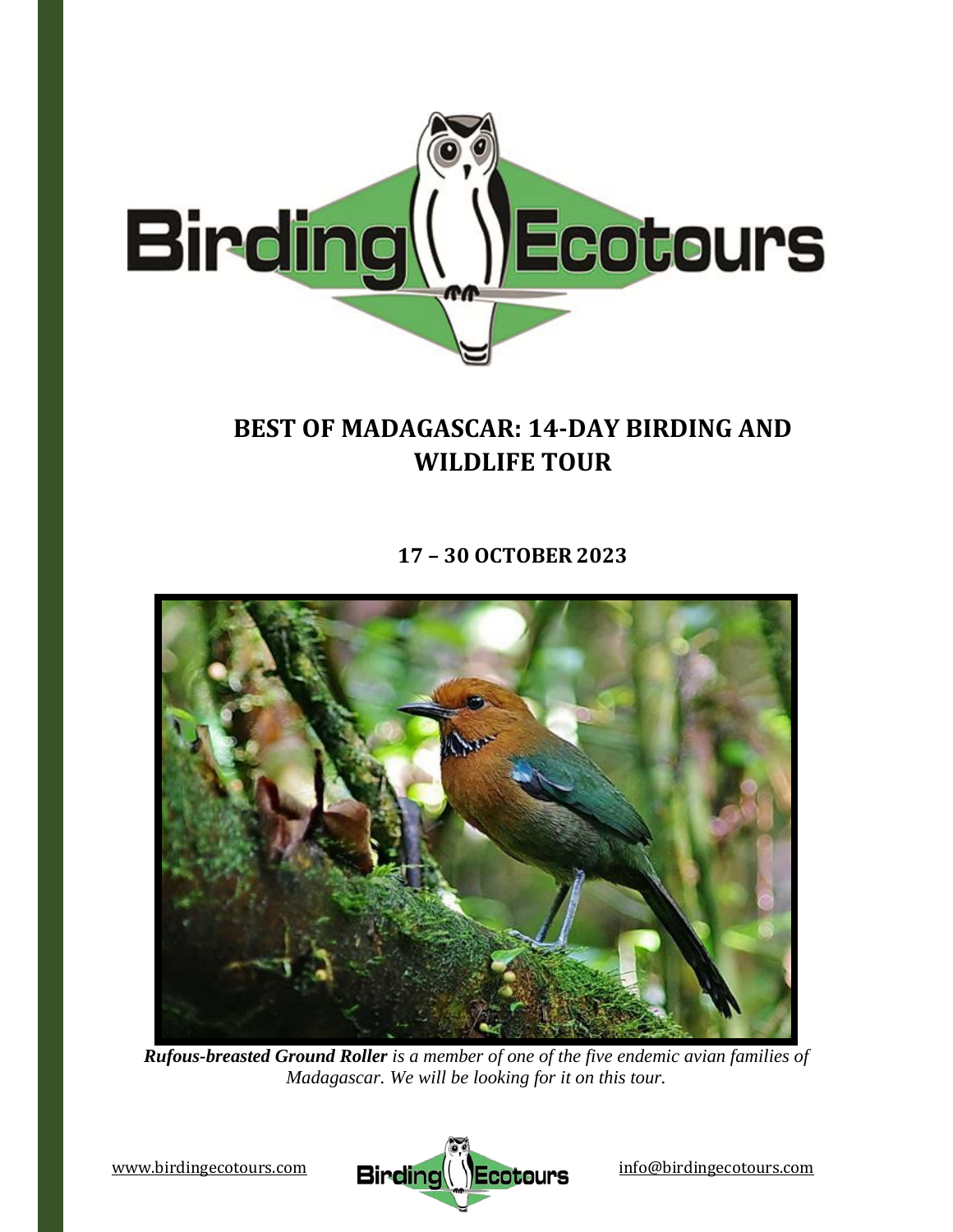# BEST OF MADAGASCAR: 14-DAY BIRDING AND WILDLIFE TOUR

## 17 – 30 OCTOBER 2023

***Rufous-breasted Ground Roller*** *is a member of one of the five endemic avian families of Madagascar. We will be looking for it on this tour.*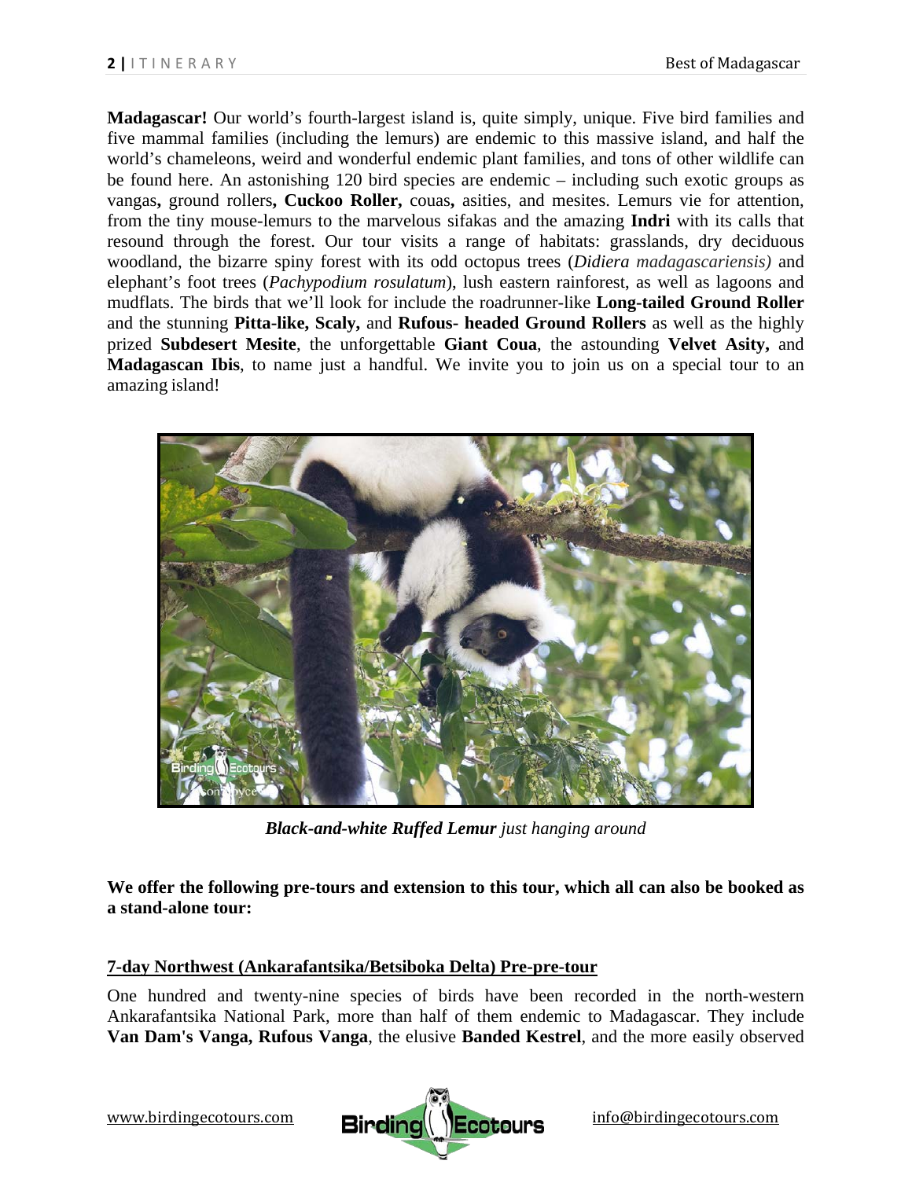**Madagascar!** Our world's fourth-largest island is, quite simply, unique. Five bird families and five mammal families (including the lemurs) are endemic to this massive island, and half the world's chameleons, weird and wonderful endemic plant families, and tons of other wildlife can be found here. An astonishing 120 bird species are endemic – including such exotic groups as vangas**,** ground rollers**, Cuckoo Roller,** couas**,** asities, and mesites. Lemurs vie for attention, from the tiny mouse-lemurs to the marvelous sifakas and the amazing **Indri** with its calls that resound through the forest. Our tour visits a range of habitats: grasslands, dry deciduous woodland, the bizarre spiny forest with its odd octopus trees (*Didiera madagascariensis)* and elephant's foot trees (*Pachypodium rosulatum*), lush eastern rainforest, as well as lagoons and mudflats. The birds that we'll look for include the roadrunner-like **Long-tailed Ground Roller** and the stunning **Pitta-like, Scaly,** and **Rufous- headed Ground Rollers** as well as the highly prized **Subdesert Mesite**, the unforgettable **Giant Coua**, the astounding **Velvet Asity,** and **Madagascan Ibis**, to name just a handful. We invite you to join us on a special tour to an amazing island!

***Black-and-white Ruffed Lemur** just hanging around*

**We offer the following pre-tours and extension to this tour, which all can also be booked as a stand-alone tour:**

**7-day Northwest (Ankarafantsika/Betsiboka Delta) Pre-pre-tour**

One hundred and twenty-nine species of birds have been recorded in the north-western Ankarafantsika National Park, more than half of them endemic to Madagascar. They include **Van Dam's Vanga, Rufous Vanga**, the elusive **Banded Kestrel**, and the more easily observed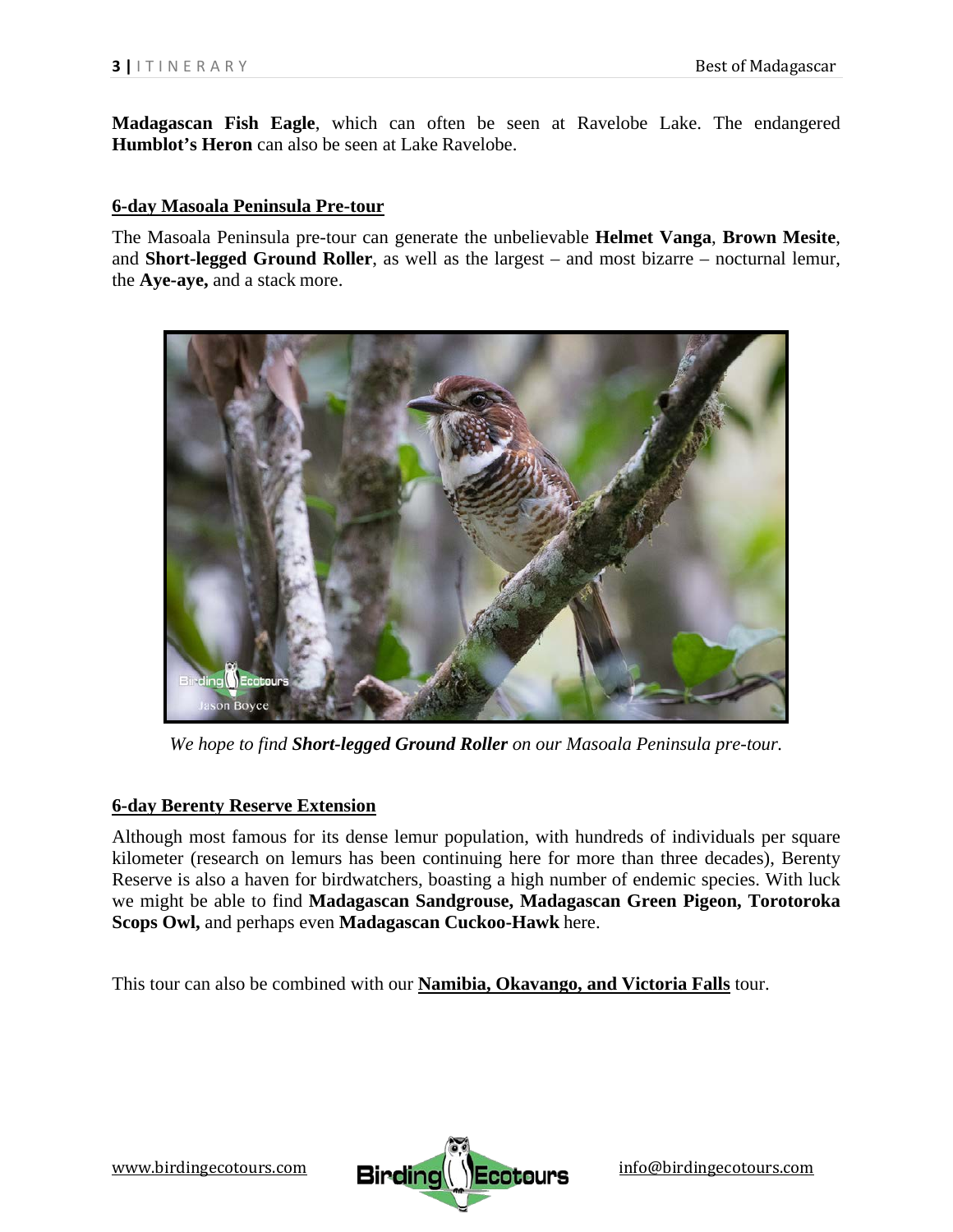**Madagascan Fish Eagle**, which can often be seen at Ravelobe Lake. The endangered **Humblot's Heron** can also be seen at Lake Ravelobe.

## 6-day Masoala Peninsula Pre-tour

The Masoala Peninsula pre-tour can generate the unbelievable **Helmet Vanga**, **Brown Mesite**, and **Short-legged Ground Roller**, as well as the largest – and most bizarre – nocturnal lemur, the **Aye-aye,** and a stack more.

*We hope to find **Short-legged Ground Roller** on our Masoala Peninsula pre-tour.*

## 6-day Berenty Reserve Extension

Although most famous for its dense lemur population, with hundreds of individuals per square kilometer (research on lemurs has been continuing here for more than three decades), Berenty Reserve is also a haven for birdwatchers, boasting a high number of endemic species. With luck we might be able to find **Madagascan Sandgrouse, Madagascan Green Pigeon, Torotoroka Scops Owl,** and perhaps even **Madagascan Cuckoo-Hawk** here.

This tour can also be combined with our **Namibia, Okavango, and Victoria Falls** tour.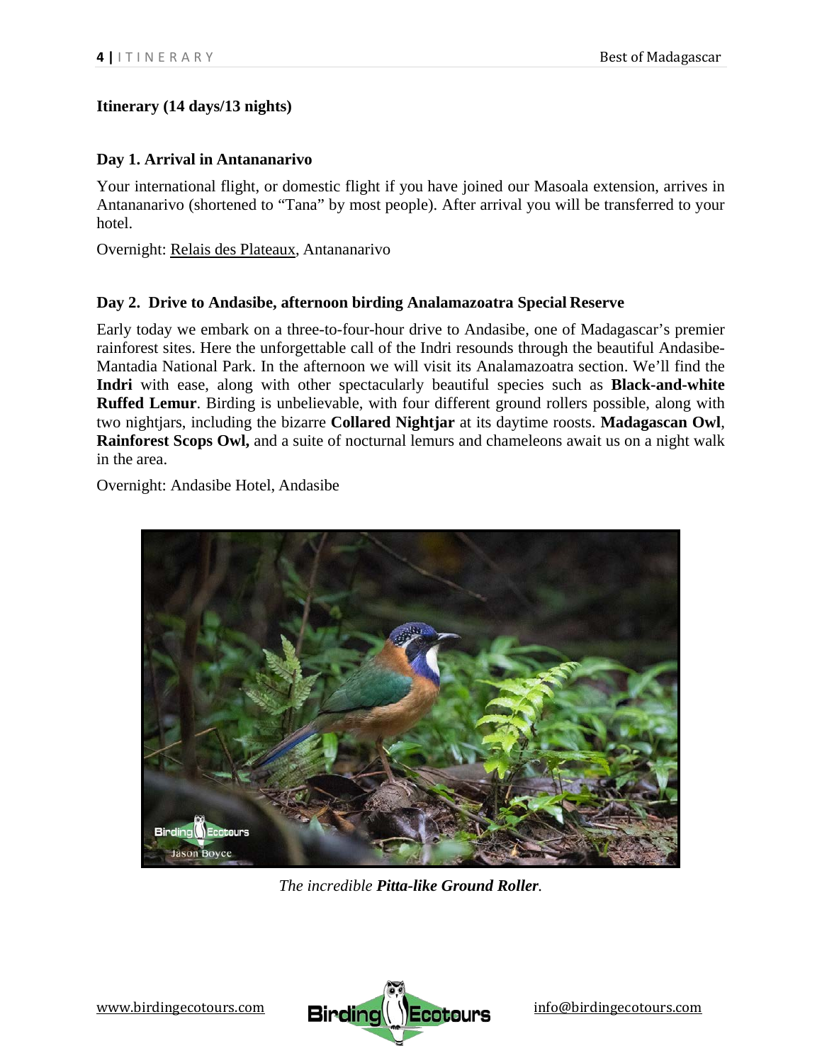**Itinerary (14 days/13 nights)**

**Day 1. Arrival in Antananarivo**

Your international flight, or domestic flight if you have joined our Masoala extension, arrives in Antananarivo (shortened to "Tana" by most people). After arrival you will be transferred to your hotel.

Overnight: Relais des Plateaux, Antananarivo

**Day 2. Drive to Andasibe, afternoon birding Analamazoatra Special Reserve**

Early today we embark on a three-to-four-hour drive to Andasibe, one of Madagascar's premier rainforest sites. Here the unforgettable call of the Indri resounds through the beautiful Andasibe-Mantadia National Park. In the afternoon we will visit its Analamazoatra section. We'll find the **Indri** with ease, along with other spectacularly beautiful species such as **Black-and-white Ruffed Lemur**. Birding is unbelievable, with four different ground rollers possible, along with two nightjars, including the bizarre **Collared Nightjar** at its daytime roosts. **Madagascan Owl**, **Rainforest Scops Owl,** and a suite of nocturnal lemurs and chameleons await us on a night walk in the area.

Overnight: Andasibe Hotel, Andasibe

*The incredible **Pitta-like Ground Roller**.*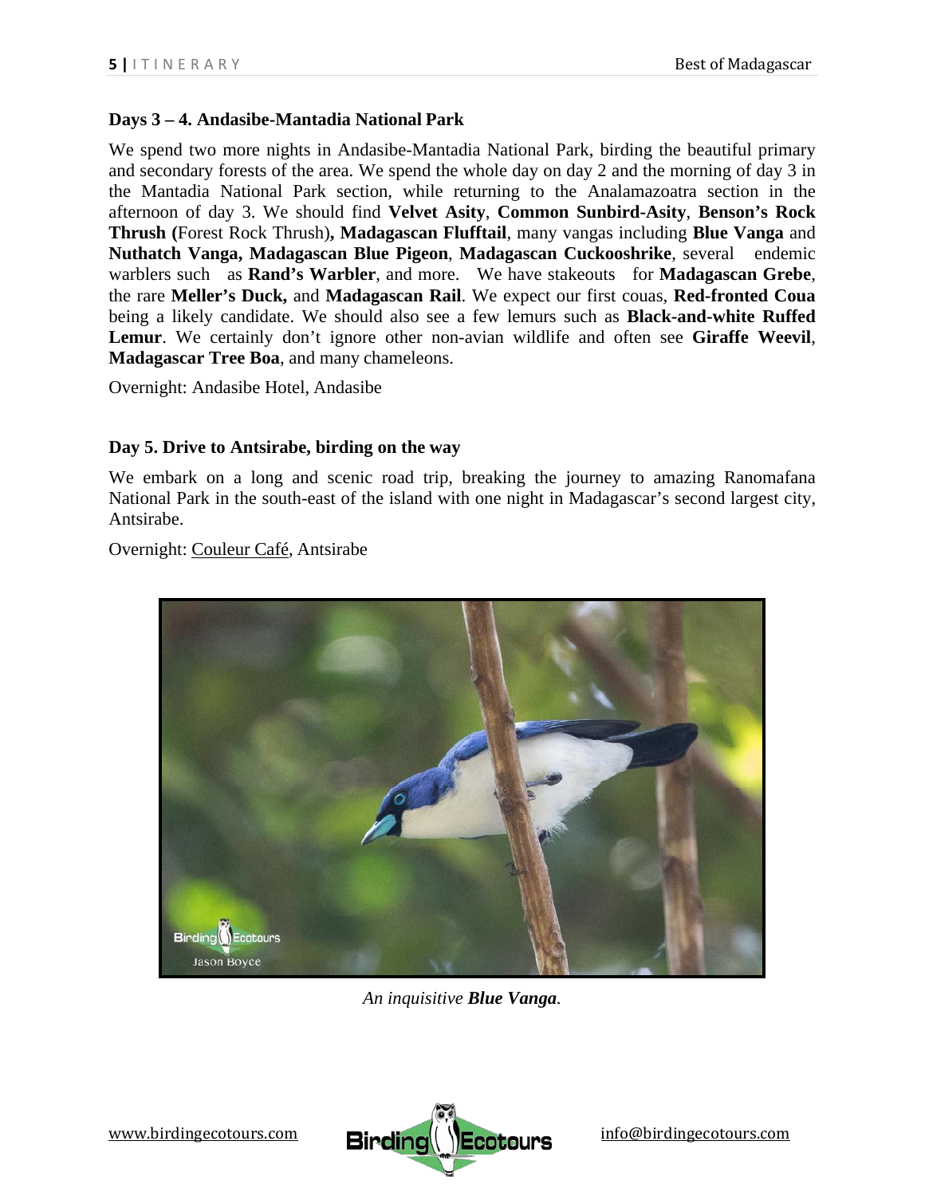### Days 3 – 4. Andasibe-Mantadia National Park

We spend two more nights in Andasibe-Mantadia National Park, birding the beautiful primary and secondary forests of the area. We spend the whole day on day 2 and the morning of day 3 in the Mantadia National Park section, while returning to the Analamazoatra section in the afternoon of day 3. We should find **Velvet Asity**, **Common Sunbird-Asity**, **Benson's Rock Thrush (**Forest Rock Thrush**), Madagascan Flufftail**, many vangas including **Blue Vanga** and **Nuthatch Vanga, Madagascan Blue Pigeon**, **Madagascan Cuckooshrike**, several endemic warblers such as **Rand's Warbler**, and more. We have stakeouts for **Madagascan Grebe**, the rare **Meller's Duck,** and **Madagascan Rail**. We expect our first couas, **Red-fronted Coua** being a likely candidate. We should also see a few lemurs such as **Black-and-white Ruffed Lemur**. We certainly don't ignore other non-avian wildlife and often see **Giraffe Weevil**, **Madagascar Tree Boa**, and many chameleons.

Overnight: Andasibe Hotel, Andasibe

### Day 5. Drive to Antsirabe, birding on the way

We embark on a long and scenic road trip, breaking the journey to amazing Ranomafana National Park in the south-east of the island with one night in Madagascar's second largest city, Antsirabe.

Overnight: Couleur Café, Antsirabe

*An inquisitive **Blue Vanga**.*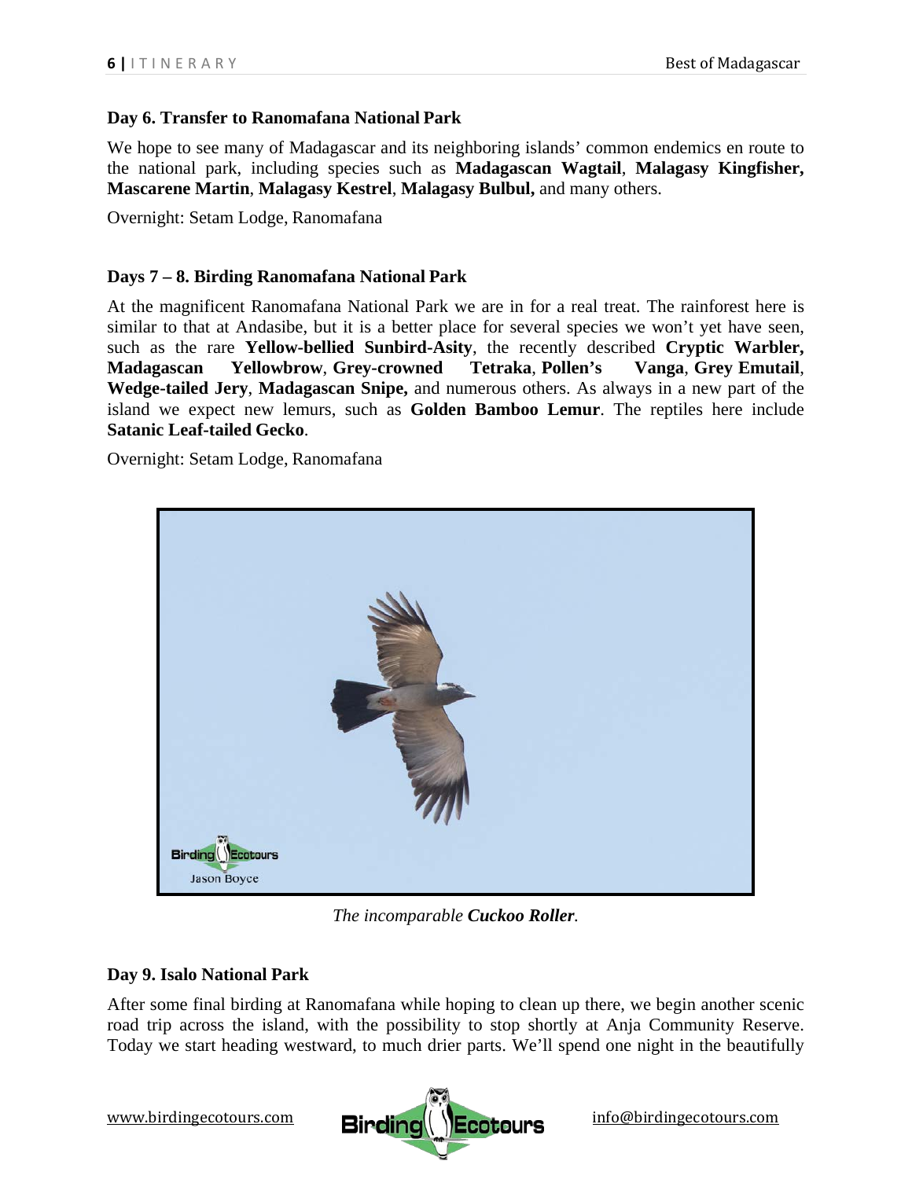**Day 6. Transfer to Ranomafana National Park**

We hope to see many of Madagascar and its neighboring islands' common endemics en route to the national park, including species such as **Madagascan Wagtail**, **Malagasy Kingfisher, Mascarene Martin**, **Malagasy Kestrel**, **Malagasy Bulbul,** and many others.

Overnight: Setam Lodge, Ranomafana

**Days 7 – 8. Birding Ranomafana National Park**

At the magnificent Ranomafana National Park we are in for a real treat. The rainforest here is similar to that at Andasibe, but it is a better place for several species we won't yet have seen, such as the rare **Yellow-bellied Sunbird-Asity**, the recently described **Cryptic Warbler, Madagascan Yellowbrow**, **Grey-crowned Tetraka**, **Pollen's Vanga**, **Grey Emutail**, **Wedge-tailed Jery**, **Madagascan Snipe,** and numerous others. As always in a new part of the island we expect new lemurs, such as **Golden Bamboo Lemur**. The reptiles here include **Satanic Leaf-tailed Gecko**.

Overnight: Setam Lodge, Ranomafana

*The incomparable **Cuckoo Roller**.*

**Day 9. Isalo National Park**

After some final birding at Ranomafana while hoping to clean up there, we begin another scenic road trip across the island, with the possibility to stop shortly at Anja Community Reserve. Today we start heading westward, to much drier parts. We'll spend one night in the beautifully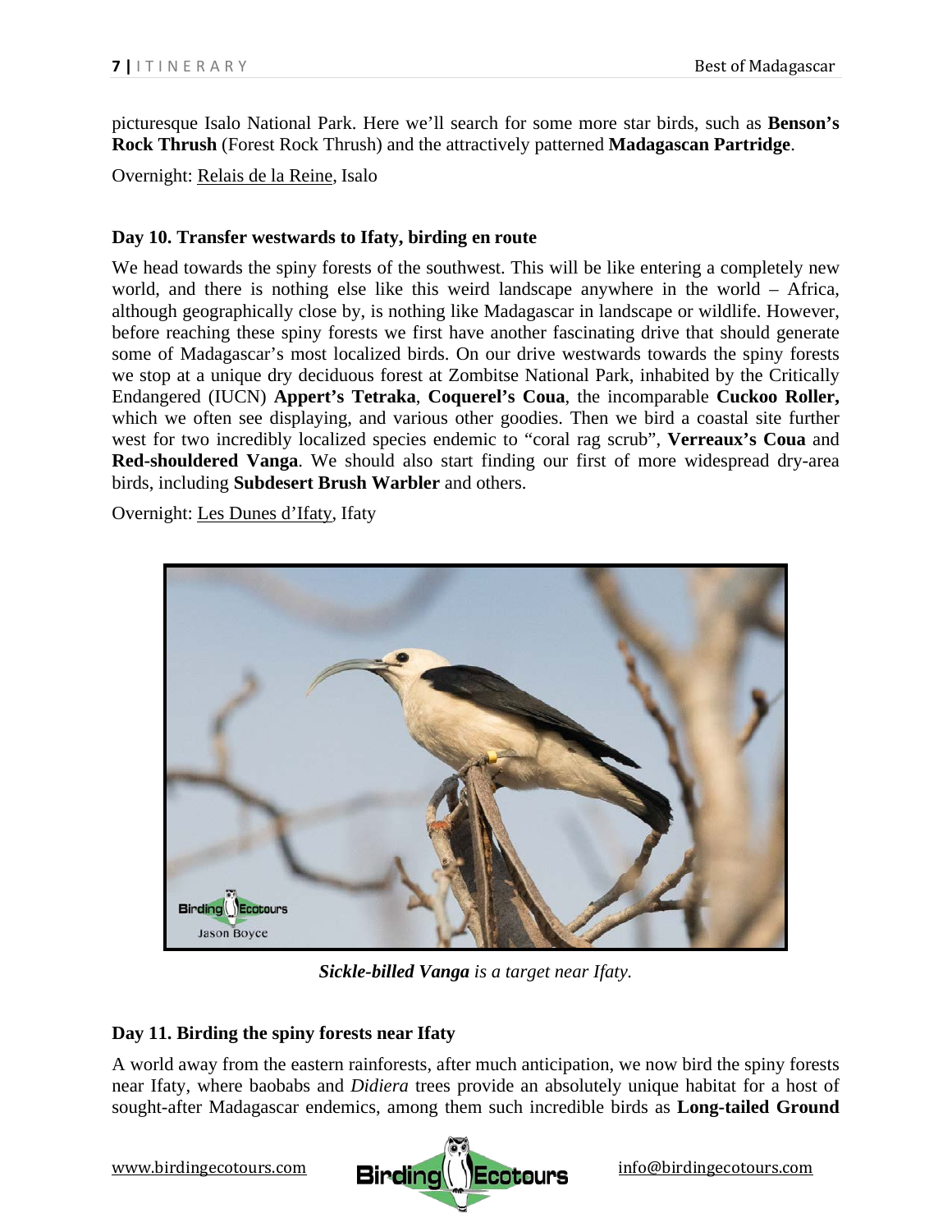picturesque Isalo National Park. Here we'll search for some more star birds, such as **Benson's Rock Thrush** (Forest Rock Thrush) and the attractively patterned **Madagascan Partridge**.

Overnight: Relais de la Reine, Isalo

### Day 10. Transfer westwards to Ifaty, birding en route

We head towards the spiny forests of the southwest. This will be like entering a completely new world, and there is nothing else like this weird landscape anywhere in the world – Africa, although geographically close by, is nothing like Madagascar in landscape or wildlife. However, before reaching these spiny forests we first have another fascinating drive that should generate some of Madagascar's most localized birds. On our drive westwards towards the spiny forests we stop at a unique dry deciduous forest at Zombitse National Park, inhabited by the Critically Endangered (IUCN) **Appert's Tetraka**, **Coquerel's Coua**, the incomparable **Cuckoo Roller,** which we often see displaying, and various other goodies. Then we bird a coastal site further west for two incredibly localized species endemic to "coral rag scrub", **Verreaux's Coua** and **Red-shouldered Vanga**. We should also start finding our first of more widespread dry-area birds, including **Subdesert Brush Warbler** and others.

Overnight: Les Dunes d'Ifaty, Ifaty

***Sickle-billed Vanga*** *is a target near Ifaty.*

### Day 11. Birding the spiny forests near Ifaty

A world away from the eastern rainforests, after much anticipation, we now bird the spiny forests near Ifaty, where baobabs and *Didiera* trees provide an absolutely unique habitat for a host of sought-after Madagascar endemics, among them such incredible birds as **Long-tailed Ground**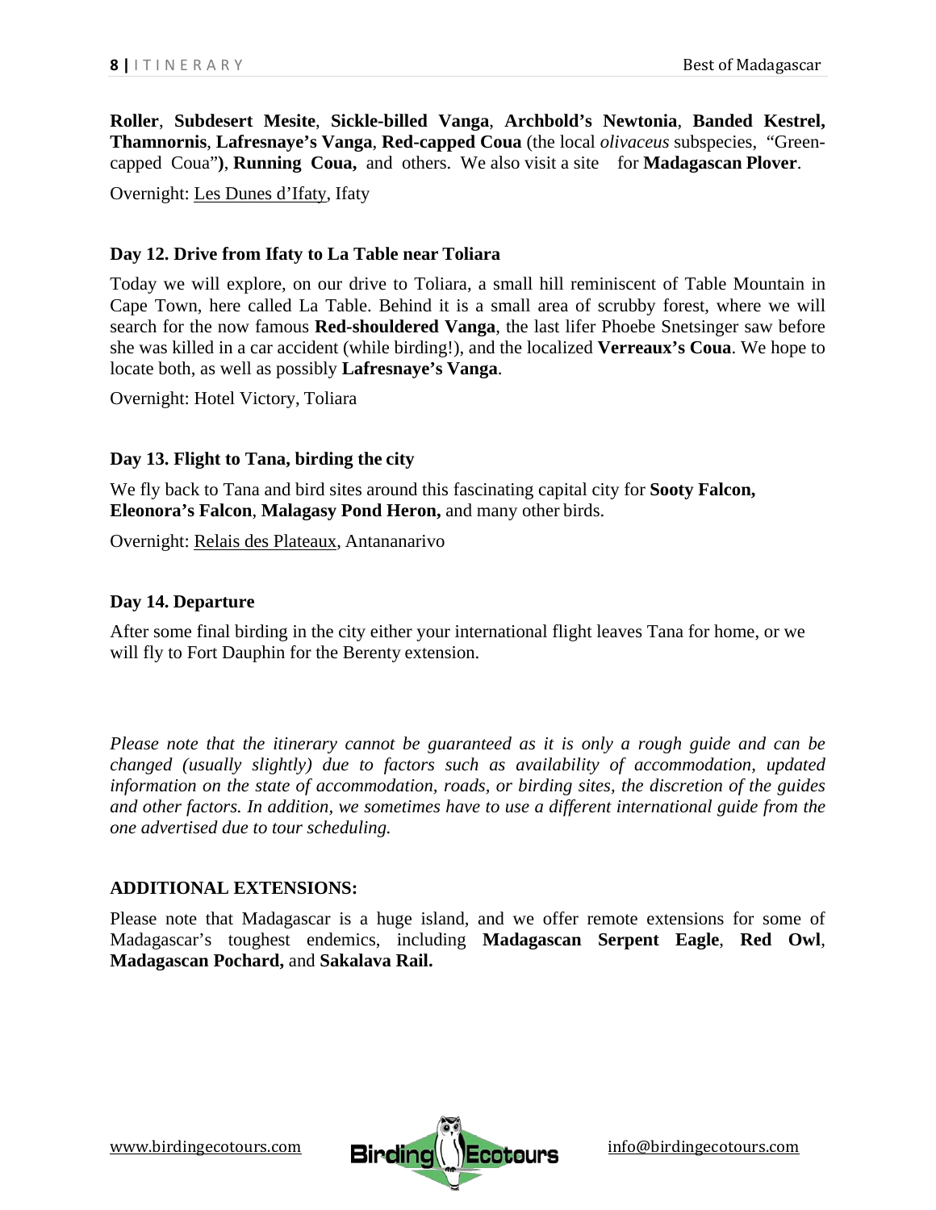**Roller**, **Subdesert Mesite**, **Sickle-billed Vanga**, **Archbold's Newtonia**, **Banded Kestrel, Thamnornis**, **Lafresnaye's Vanga**, **Red-capped Coua** (the local *olivaceus* subspecies, "Green-capped Coua"**)**, **Running Coua,** and others. We also visit a site for **Madagascan Plover**.

Overnight: Les Dunes d'Ifaty, Ifaty

**Day 12. Drive from Ifaty to La Table near Toliara**

Today we will explore, on our drive to Toliara, a small hill reminiscent of Table Mountain in Cape Town, here called La Table. Behind it is a small area of scrubby forest, where we will search for the now famous **Red-shouldered Vanga**, the last lifer Phoebe Snetsinger saw before she was killed in a car accident (while birding!), and the localized **Verreaux's Coua**. We hope to locate both, as well as possibly **Lafresnaye's Vanga**.

Overnight: Hotel Victory, Toliara

**Day 13. Flight to Tana, birding the city**

We fly back to Tana and bird sites around this fascinating capital city for **Sooty Falcon, Eleonora's Falcon**, **Malagasy Pond Heron,** and many other birds.

Overnight: Relais des Plateaux, Antananarivo

**Day 14. Departure**

After some final birding in the city either your international flight leaves Tana for home, or we will fly to Fort Dauphin for the Berenty extension.

*Please note that the itinerary cannot be guaranteed as it is only a rough guide and can be changed (usually slightly) due to factors such as availability of accommodation, updated information on the state of accommodation, roads, or birding sites, the discretion of the guides and other factors. In addition, we sometimes have to use a different international guide from the one advertised due to tour scheduling.*

**ADDITIONAL EXTENSIONS:**

Please note that Madagascar is a huge island, and we offer remote extensions for some of Madagascar's toughest endemics, including **Madagascan Serpent Eagle**, **Red Owl**, **Madagascan Pochard,** and **Sakalava Rail.**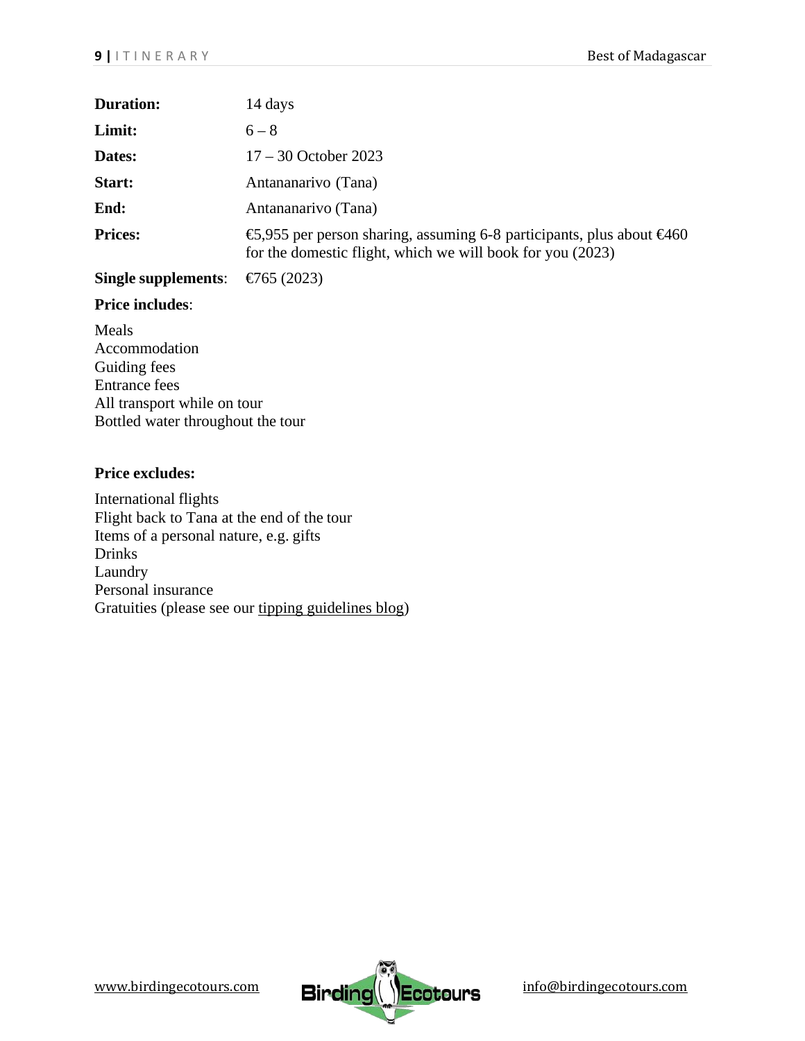| | |
|---|---|
| **Duration:** | 14 days |
| **Limit:** | 6 – 8 |
| **Dates:** | 17 – 30 October 2023 |
| **Start:** | Antananarivo (Tana) |
| **End:** | Antananarivo (Tana) |
| **Prices:** | €5,955 per person sharing, assuming 6-8 participants, plus about €460 for the domestic flight, which we will book for you (2023) |
| **Single supplements**: | €765 (2023) |

**Price includes**:

Meals
Accommodation
Guiding fees
Entrance fees
All transport while on tour
Bottled water throughout the tour

**Price excludes:**

International flights
Flight back to Tana at the end of the tour
Items of a personal nature, e.g. gifts
Drinks
Laundry
Personal insurance
Gratuities (please see our tipping guidelines blog)